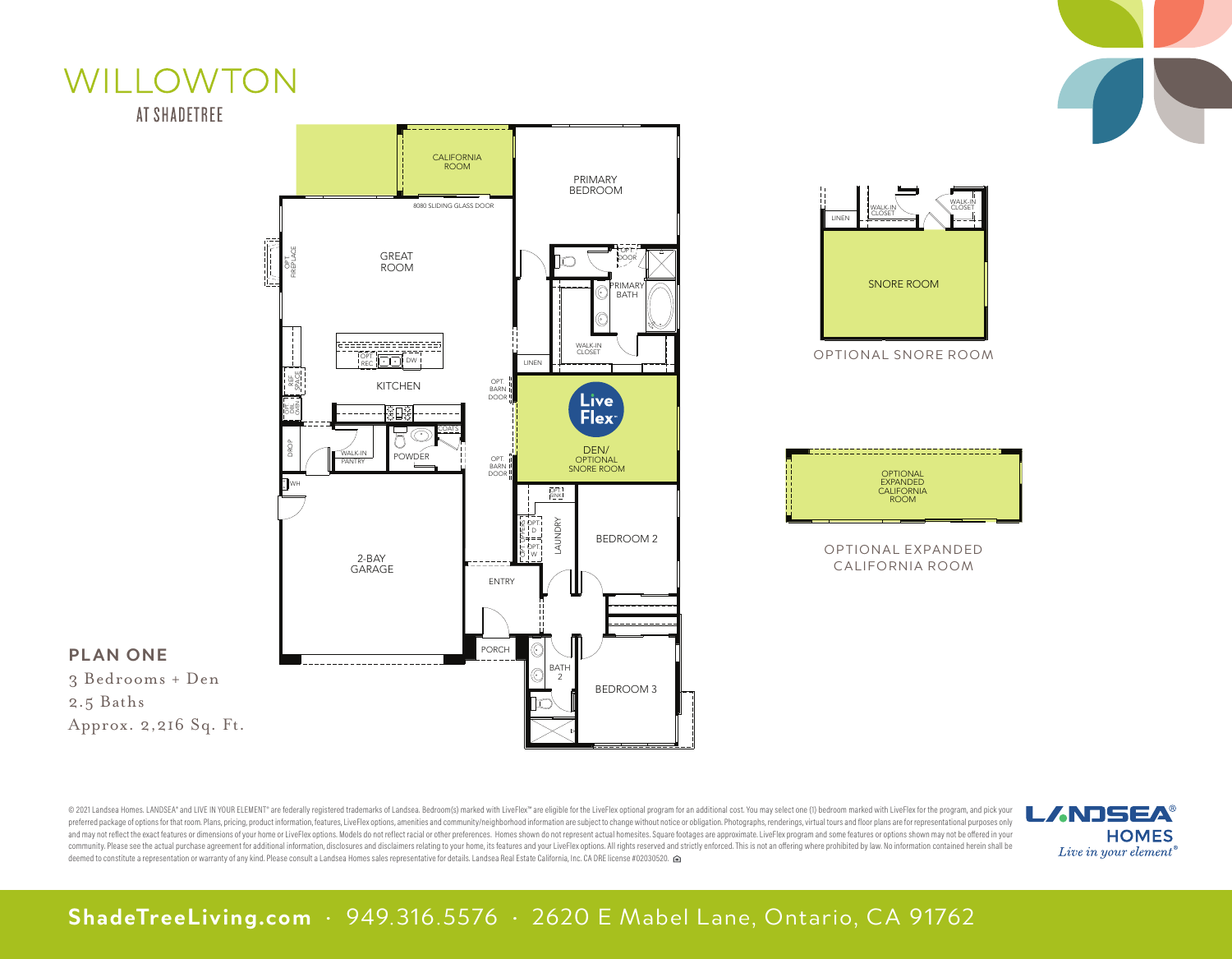# WILLOWTON

AT SHADETREE

CALIFORNIA ROOM

8080 SLIDING GLASS DOOR

PRIMARY BEDROOM

GREAT ROOM

OPT. FIREPLACE

OPT. DOOR

PRIMARY BATH

WALK-IN CLOSET

LINEN

OPT. REC

DW

REF SPACE

KITCHEN

OPT. BARN DOOR

OPT. DBL. OVEN

Live Flex

DEN/ OPTIONAL SNORE ROOM

COATS

DROP

WALK-IN PANTRY

POWDER

OPT. BARN DOOR

WH

OPT. SINK

OPT. D

OPT. W

LAUNDRY

BEDROOM 2

2-BAY GARAGE

ENTRY

PORCH

BATH 2

BEDROOM 3

LINEN

WALK-IN CLOSET

WALK-IN CLOSET

SNORE ROOM

OPTIONAL SNORE ROOM

OPTIONAL EXPANDED CALIFORNIA ROOM

OPTIONAL EXPANDED CALIFORNIA ROOM

## PLAN ONE

3 Bedrooms + Den

2.5 Baths

Approx. 2,216 Sq. Ft.

© 2021 Landsea Homes. LANDSEA® and LIVE IN YOUR ELEMENT® are federally registered trademarks of Landsea. Bedroom(s) marked with LiveFlex™ are eligible for the LiveFlex optional program for an additional cost. You may select one (1) bedroom marked with LiveFlex for the program, and pick your preferred package of options for that room. Plans, pricing, product information, features, LiveFlex options, amenities and community/neighborhood information are subject to change without notice or obligation. Photographs, renderings, virtual tours and floor plans are for representational purposes only and may not reflect the exact features or dimensions of your home or LiveFlex options. Models do not reflect racial or other preferences. Homes shown do not represent actual homesites. Square footages are approximate. LiveFlex program and some features or options shown may not be offered in your community. Please see the actual purchase agreement for additional information, disclosures and disclaimers relating to your home, its features and your LiveFlex options. All rights reserved and strictly enforced. This is not an offering where prohibited by law. No information contained herein shall be deemed to constitute a representation or warranty of any kind. Please consult a Landsea Homes sales representative for details. Landsea Real Estate California, Inc. CA DRE license #02030520.

LANDSEA® HOMES

*Live in your element®*

**ShadeTreeLiving.com** · 949.316.5576 · 2620 E Mabel Lane, Ontario, CA 91762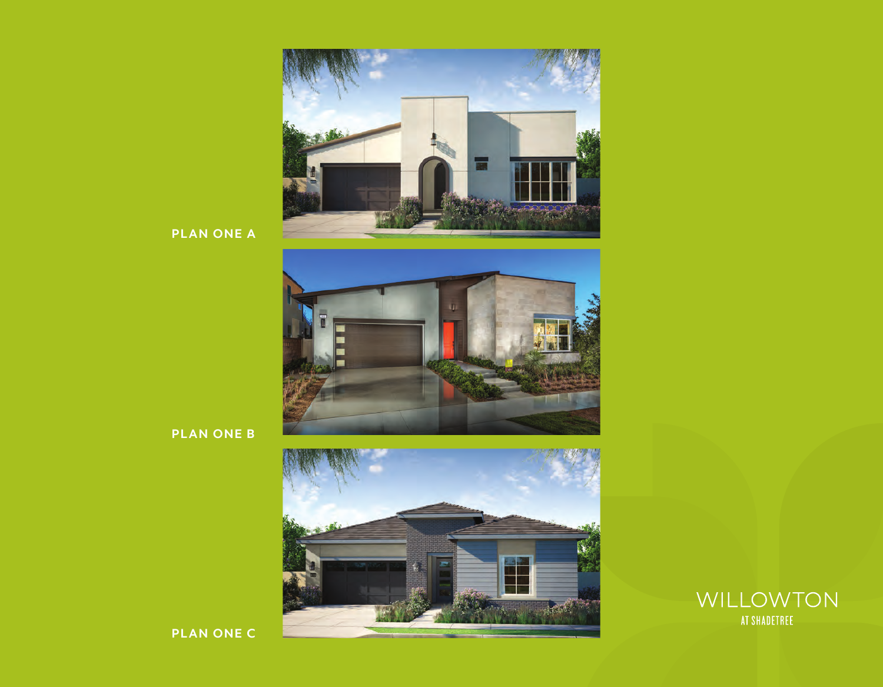PLAN ONE A

PLAN ONE B

PLAN ONE C

WILLOWTON

AT SHADETREE